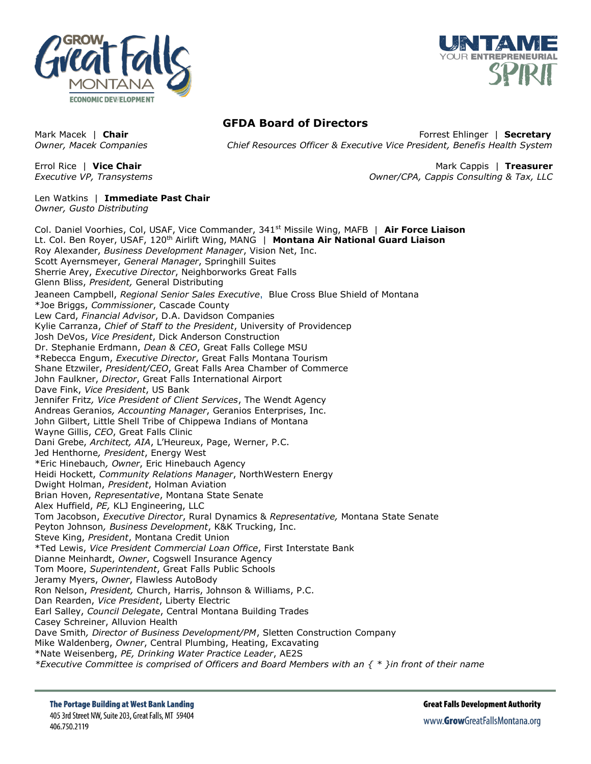# GFDA Board of Directors

Mark Macek | **Chair**
*Owner, Macek Companies*

Forrest Ehlinger | **Secretary**
*Chief Resources Officer & Executive Vice President, Benefis Health System*

Errol Rice | **Vice Chair**
*Executive VP, Transystems*

Mark Cappis | **Treasurer**
*Owner/CPA, Cappis Consulting & Tax, LLC*

Len Watkins | **Immediate Past Chair**
*Owner, Gusto Distributing*

Col. Daniel Voorhies, Col, USAF, Vice Commander, 341st Missile Wing, MAFB | **Air Force Liaison**
Lt. Col. Ben Royer, USAF, 120th Airlift Wing, MANG | **Montana Air National Guard Liaison**
Roy Alexander, *Business Development Manager*, Vision Net, Inc.
Scott Ayernsmeyer, *General Manager*, Springhill Suites
Sherrie Arey, *Executive Director*, Neighborworks Great Falls
Glenn Bliss, *President,* General Distributing
Jeaneen Campbell, *Regional Senior Sales Executive*, Blue Cross Blue Shield of Montana
*Joe Briggs, *Commissioner*, Cascade County
Lew Card, *Financial Advisor*, D.A. Davidson Companies
Kylie Carranza, *Chief of Staff to the President*, University of Providencep
Josh DeVos, *Vice President*, Dick Anderson Construction
Dr. Stephanie Erdmann, *Dean & CEO*, Great Falls College MSU
*Rebecca Engum, *Executive Director*, Great Falls Montana Tourism
Shane Etzwiler, *President/CEO*, Great Falls Area Chamber of Commerce
John Faulkner, *Director*, Great Falls International Airport
Dave Fink, *Vice President*, US Bank
Jennifer Fritz*, Vice President of Client Services*, The Wendt Agency
Andreas Geranios*, Accounting Manager*, Geranios Enterprises, Inc.
John Gilbert, Little Shell Tribe of Chippewa Indians of Montana
Wayne Gillis, *CEO*, Great Falls Clinic
Dani Grebe, *Architect, AIA*, L'Heureux, Page, Werner, P.C.
Jed Henthorne*, President*, Energy West
*Eric Hinebauch*, Owner*, Eric Hinebauch Agency
Heidi Hockett, *Community Relations Manager*, NorthWestern Energy
Dwight Holman, *President*, Holman Aviation
Brian Hoven, *Representative*, Montana State Senate
Alex Huffield, *PE,* KLJ Engineering, LLC
Tom Jacobson, *Executive Director*, Rural Dynamics & *Representative,* Montana State Senate
Peyton Johnson*, Business Development*, K&K Trucking, Inc.
Steve King, *President*, Montana Credit Union
*Ted Lewis, *Vice President Commercial Loan Office*, First Interstate Bank
Dianne Meinhardt, *Owner*, Cogswell Insurance Agency
Tom Moore, *Superintendent*, Great Falls Public Schools
Jeramy Myers, *Owner*, Flawless AutoBody
Ron Nelson, *President,* Church, Harris, Johnson & Williams, P.C.
Dan Rearden, *Vice President*, Liberty Electric
Earl Salley, *Council Delegate*, Central Montana Building Trades
Casey Schreiner, Alluvion Health
Dave Smith*, Director of Business Development/PM*, Sletten Construction Company
Mike Waldenberg, *Owner*, Central Plumbing, Heating, Excavating
*Nate Weisenberg, *PE, Drinking Water Practice Leader*, AE2S

*\*Executive Committee is comprised of Officers and Board Members with an { \* }in front of their name*

**The Portage Building at West Bank Landing**
405 3rd Street NW, Suite 203, Great Falls, MT 59404
406.750.2119

**Great Falls Development Authority**
www.GrowGreatFallsMontana.org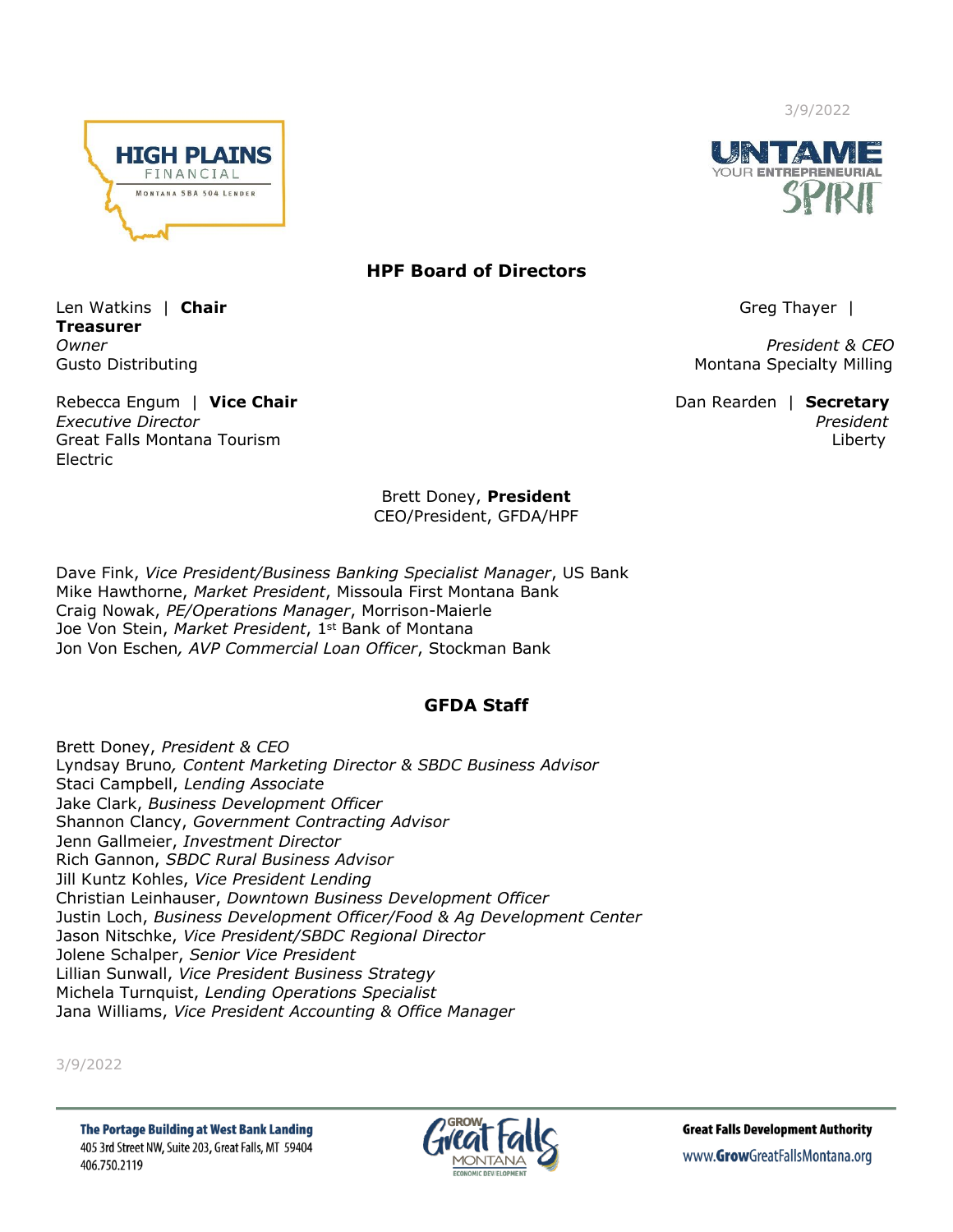## HPF Board of Directors

Len Watkins | **Chair**
*Owner*
Gusto Distributing

Greg Thayer | **Treasurer**
*President & CEO*
Montana Specialty Milling

Rebecca Engum | **Vice Chair**
*Executive Director*
Great Falls Montana Tourism

Dan Rearden | **Secretary**
*President*
Liberty Electric

Brett Doney, **President**
CEO/President, GFDA/HPF

Dave Fink, *Vice President/Business Banking Specialist Manager*, US Bank
Mike Hawthorne, *Market President*, Missoula First Montana Bank
Craig Nowak, *PE/Operations Manager*, Morrison-Maierle
Joe Von Stein, *Market President*, 1st Bank of Montana
Jon Von Eschen*, AVP Commercial Loan Officer*, Stockman Bank

## GFDA Staff

Brett Doney, *President & CEO*
Lyndsay Bruno*, Content Marketing Director & SBDC Business Advisor*
Staci Campbell, *Lending Associate*
Jake Clark, *Business Development Officer*
Shannon Clancy, *Government Contracting Advisor*
Jenn Gallmeier, *Investment Director*
Rich Gannon, *SBDC Rural Business Advisor*
Jill Kuntz Kohles, *Vice President Lending*
Christian Leinhauser, *Downtown Business Development Officer*
Justin Loch, *Business Development Officer/Food & Ag Development Center*
Jason Nitschke, *Vice President/SBDC Regional Director*
Jolene Schalper, *Senior Vice President*
Lillian Sunwall, *Vice President Business Strategy*
Michela Turnquist, *Lending Operations Specialist*
Jana Williams, *Vice President Accounting & Office Manager*